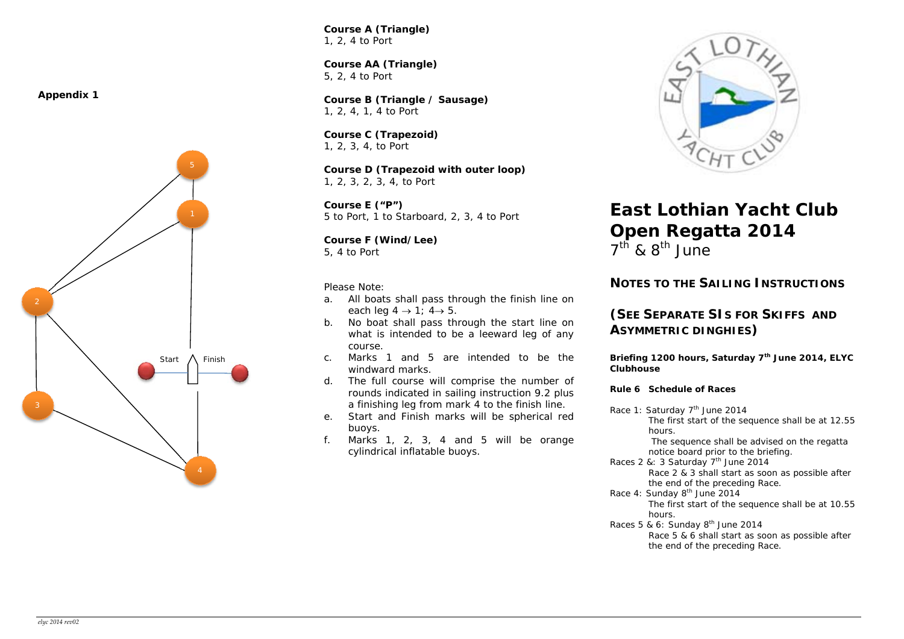**Appendix 1**

5

1

2

Start

Finish

3

4

**Course A (Triangle)**
1, 2, 4 to Port

**Course AA (Triangle)**
5, 2, 4 to Port

**Course B (Triangle / Sausage)**
1, 2, 4, 1, 4 to Port

**Course C (Trapezoid)**
1, 2, 3, 4, to Port

**Course D (Trapezoid with outer loop)**
1, 2, 3, 2, 3, 4, to Port

**Course E ("P")**
5 to Port, 1 to Starboard, 2, 3, 4 to Port

**Course F (Wind/Lee)**
5, 4 to Port

Please Note:

a. All boats shall pass through the finish line on each leg 4 → 1; 4→ 5.
b. No boat shall pass through the start line on what is intended to be a leeward leg of any course.
c. Marks 1 and 5 are intended to be the windward marks.
d. The full course will comprise the number of rounds indicated in sailing instruction 9.2 plus a finishing leg from mark 4 to the finish line.
e. Start and Finish marks will be spherical red buoys.
f. Marks 1, 2, 3, 4 and 5 will be orange cylindrical inflatable buoys.

EAST LOTHIAN YACHT CLUB

# East Lothian Yacht Club Open Regatta 2014

7th & 8th June

## NOTES TO THE SAILING INSTRUCTIONS

## (SEE SEPARATE SIs FOR SKIFFS AND ASYMMETRIC DINGHIES)

**Briefing 1200 hours, Saturday 7th June 2014, ELYC Clubhouse**

**Rule 6 Schedule of Races**

Race 1: Saturday 7th June 2014
The first start of the sequence shall be at 12.55 hours.
The sequence shall be advised on the regatta notice board prior to the briefing.

Races 2 &: 3 Saturday 7th June 2014
Race 2 & 3 shall start as soon as possible after the end of the preceding Race.

Race 4: Sunday 8th June 2014
The first start of the sequence shall be at 10.55 hours.

Races 5 & 6: Sunday 8th June 2014
Race 5 & 6 shall start as soon as possible after the end of the preceding Race.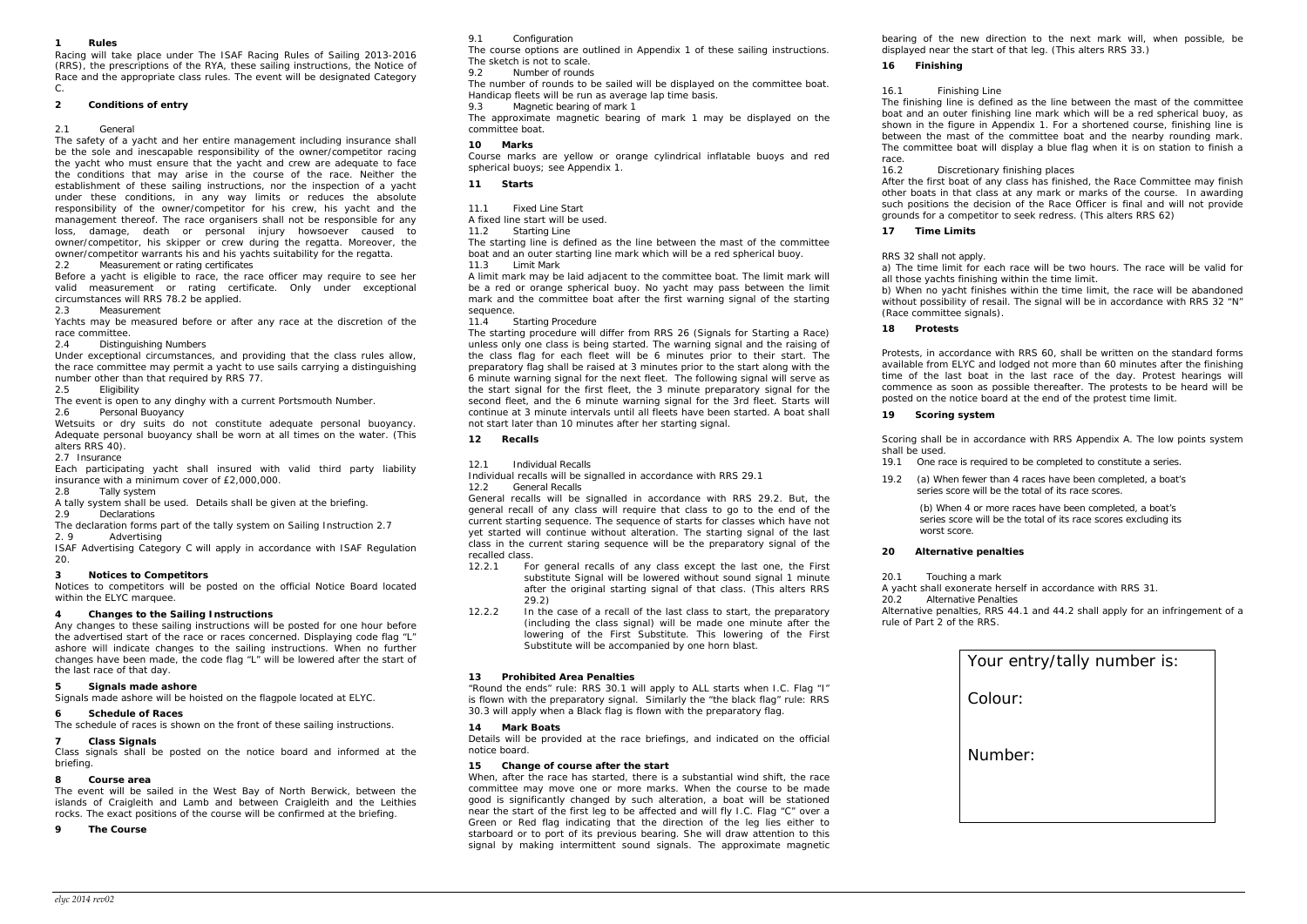## 1 Rules

Racing will take place under The ISAF Racing Rules of Sailing 2013-2016 (RRS), the prescriptions of the RYA, these sailing instructions, the Notice of Race and the appropriate class rules. The event will be designated Category C.

## 2 Conditions of entry

2.1 General

The safety of a yacht and her entire management including insurance shall be the sole and inescapable responsibility of the owner/competitor racing the yacht who must ensure that the yacht and crew are adequate to face the conditions that may arise in the course of the race. Neither the establishment of these sailing instructions, nor the inspection of a yacht under these conditions, in any way limits or reduces the absolute responsibility of the owner/competitor for his crew, his yacht and the management thereof. The race organisers shall not be responsible for any loss, damage, death or personal injury howsoever caused to owner/competitor, his skipper or crew during the regatta. Moreover, the owner/competitor warrants his and his yachts suitability for the regatta.

2.2 Measurement or rating certificates

Before a yacht is eligible to race, the race officer may require to see her valid measurement or rating certificate. Only under exceptional circumstances will RRS 78.2 be applied.

2.3 Measurement

Yachts may be measured before or after any race at the discretion of the race committee.

2.4 Distinguishing Numbers

Under exceptional circumstances, and providing that the class rules allow, the race committee may permit a yacht to use sails carrying a distinguishing number other than that required by RRS 77.

2.5 Eligibility

The event is open to any dinghy with a current Portsmouth Number.

2.6 Personal Buoyancy

Wetsuits or dry suits do not constitute adequate personal buoyancy. Adequate personal buoyancy shall be worn at all times on the water. (This alters RRS 40).

2.7 Insurance

Each participating yacht shall insured with valid third party liability insurance with a minimum cover of £2,000,000.

2.8 Tally system

A tally system shall be used. Details shall be given at the briefing.

2.9 Declarations

The declaration forms part of the tally system on Sailing Instruction 2.7

2. 9 Advertising

ISAF Advertising Category C will apply in accordance with ISAF Regulation 20.

## 3 Notices to Competitors

Notices to competitors will be posted on the official Notice Board located within the ELYC marquee.

## 4 Changes to the Sailing Instructions

Any changes to these sailing instructions will be posted for one hour before the advertised start of the race or races concerned. Displaying code flag "L" ashore will indicate changes to the sailing instructions. When no further changes have been made, the code flag "L" will be lowered after the start of the last race of that day.

## 5 Signals made ashore

Signals made ashore will be hoisted on the flagpole located at ELYC.

## 6 Schedule of Races

The schedule of races is shown on the front of these sailing instructions.

## 7 Class Signals

Class signals shall be posted on the notice board and informed at the briefing.

## 8 Course area

The event will be sailed in the West Bay of North Berwick, between the islands of Craigleith and Lamb and between Craigleith and the Leithies rocks. The exact positions of the course will be confirmed at the briefing.

## 9 The Course

9.1 Configuration

The course options are outlined in Appendix 1 of these sailing instructions. The sketch is not to scale.

9.2 Number of rounds

The number of rounds to be sailed will be displayed on the committee boat. Handicap fleets will be run as average lap time basis.

9.3 Magnetic bearing of mark 1

The approximate magnetic bearing of mark 1 may be displayed on the committee boat.

## 10 Marks

Course marks are yellow or orange cylindrical inflatable buoys and red spherical buoys; see Appendix 1.

## 11 Starts

11.1 Fixed Line Start

A fixed line start will be used.

11.2 Starting Line

The starting line is defined as the line between the mast of the committee boat and an outer starting line mark which will be a red spherical buoy.

11.3 Limit Mark

A limit mark may be laid adjacent to the committee boat. The limit mark will be a red or orange spherical buoy. No yacht may pass between the limit mark and the committee boat after the first warning signal of the starting sequence.

11.4 Starting Procedure

The starting procedure will differ from RRS 26 (Signals for Starting a Race) unless only one class is being started. The warning signal and the raising of the class flag for each fleet will be 6 minutes prior to their start. The preparatory flag shall be raised at 3 minutes prior to the start along with the 6 minute warning signal for the next fleet. The following signal will serve as the start signal for the first fleet, the 3 minute preparatory signal for the second fleet, and the 6 minute warning signal for the 3rd fleet. Starts will continue at 3 minute intervals until all fleets have been started. A boat shall not start later than 10 minutes after her starting signal.

## 12 Recalls

12.1 Individual Recalls

Individual recalls will be signalled in accordance with RRS 29.1

12.2 General Recalls

General recalls will be signalled in accordance with RRS 29.2. But, the general recall of any class will require that class to go to the end of the current starting sequence. The sequence of starts for classes which have not yet started will continue without alteration. The starting signal of the last class in the current staring sequence will be the preparatory signal of the recalled class.

12.2.1 For general recalls of any class except the last one, the First substitute Signal will be lowered without sound signal 1 minute after the original starting signal of that class. (This alters RRS 29.2)

12.2.2 In the case of a recall of the last class to start, the preparatory (including the class signal) will be made one minute after the lowering of the First Substitute. This lowering of the First Substitute will be accompanied by one horn blast.

## 13 Prohibited Area Penalties

"Round the ends" rule: RRS 30.1 will apply to ALL starts when I.C. Flag "I" is flown with the preparatory signal. Similarly the "the black flag" rule: RRS 30.3 will apply when a Black flag is flown with the preparatory flag.

## 14 Mark Boats

Details will be provided at the race briefings, and indicated on the official notice board.

## 15 Change of course after the start

When, after the race has started, there is a substantial wind shift, the race committee may move one or more marks. When the course to be made good is significantly changed by such alteration, a boat will be stationed near the start of the first leg to be affected and will fly I.C. Flag "C" over a Green or Red flag indicating that the direction of the leg lies either to starboard or to port of its previous bearing. She will draw attention to this signal by making intermittent sound signals. The approximate magnetic bearing of the new direction to the next mark will, when possible, be displayed near the start of that leg. (This alters RRS 33.)

## 16 Finishing

16.1 Finishing Line

The finishing line is defined as the line between the mast of the committee boat and an outer finishing line mark which will be a red spherical buoy, as shown in the figure in Appendix 1. For a shortened course, finishing line is between the mast of the committee boat and the nearby rounding mark. The committee boat will display a blue flag when it is on station to finish a race.

16.2 Discretionary finishing places

After the first boat of any class has finished, the Race Committee may finish other boats in that class at any mark or marks of the course. In awarding such positions the decision of the Race Officer is final and will not provide grounds for a competitor to seek redress. (This alters RRS 62)

## 17 Time Limits

RRS 32 shall not apply.

a) The time limit for each race will be two hours. The race will be valid for all those yachts finishing within the time limit.

b) When no yacht finishes within the time limit, the race will be abandoned without possibility of resail. The signal will be in accordance with RRS 32 "N" (Race committee signals).

## 18 Protests

Protests, in accordance with RRS 60, shall be written on the standard forms available from ELYC and lodged not more than 60 minutes after the finishing time of the last boat in the last race of the day. Protest hearings will commence as soon as possible thereafter. The protests to be heard will be posted on the notice board at the end of the protest time limit.

## 19 Scoring system

Scoring shall be in accordance with RRS Appendix A. The low points system shall be used.

19.1 One race is required to be completed to constitute a series.

19.2 (a) When fewer than 4 races have been completed, a boat's series score will be the total of its race scores.

(b) When 4 or more races have been completed, a boat's series score will be the total of its race scores excluding its worst score.

## 20 Alternative penalties

20.1 Touching a mark

A yacht shall exonerate herself in accordance with RRS 31.

20.2 Alternative Penalties

Alternative penalties, RRS 44.1 and 44.2 shall apply for an infringement of a rule of Part 2 of the RRS.

Your entry/tally number is:

Colour:

Number: